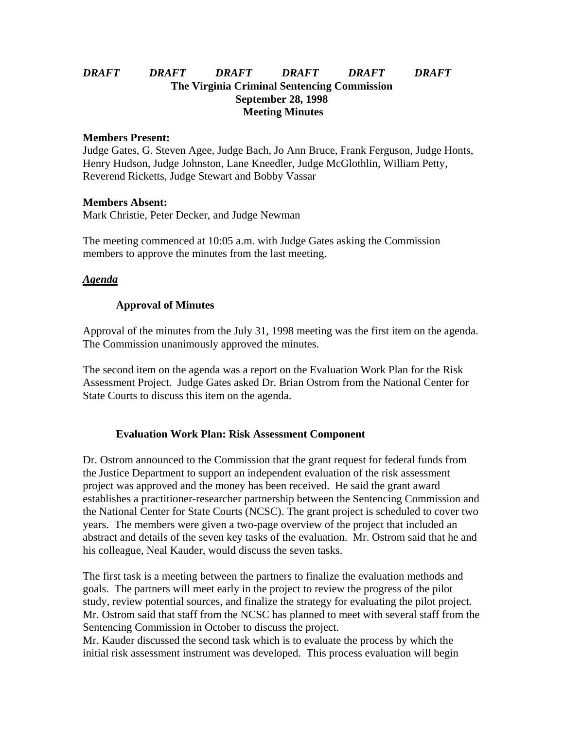***DRAFT DRAFT DRAFT DRAFT DRAFT DRAFT***

**The Virginia Criminal Sentencing Commission**
**September 28, 1998**
**Meeting Minutes**

**Members Present:**
Judge Gates, G. Steven Agee, Judge Bach, Jo Ann Bruce, Frank Ferguson, Judge Honts, Henry Hudson, Judge Johnston, Lane Kneedler, Judge McGlothlin, William Petty, Reverend Ricketts, Judge Stewart and Bobby Vassar

**Members Absent:**
Mark Christie, Peter Decker, and Judge Newman

The meeting commenced at 10:05 a.m. with Judge Gates asking the Commission members to approve the minutes from the last meeting.

***Agenda***

**Approval of Minutes**

Approval of the minutes from the July 31, 1998 meeting was the first item on the agenda. The Commission unanimously approved the minutes.

The second item on the agenda was a report on the Evaluation Work Plan for the Risk Assessment Project. Judge Gates asked Dr. Brian Ostrom from the National Center for State Courts to discuss this item on the agenda.

**Evaluation Work Plan: Risk Assessment Component**

Dr. Ostrom announced to the Commission that the grant request for federal funds from the Justice Department to support an independent evaluation of the risk assessment project was approved and the money has been received. He said the grant award establishes a practitioner-researcher partnership between the Sentencing Commission and the National Center for State Courts (NCSC). The grant project is scheduled to cover two years. The members were given a two-page overview of the project that included an abstract and details of the seven key tasks of the evaluation. Mr. Ostrom said that he and his colleague, Neal Kauder, would discuss the seven tasks.

The first task is a meeting between the partners to finalize the evaluation methods and goals. The partners will meet early in the project to review the progress of the pilot study, review potential sources, and finalize the strategy for evaluating the pilot project. Mr. Ostrom said that staff from the NCSC has planned to meet with several staff from the Sentencing Commission in October to discuss the project.
Mr. Kauder discussed the second task which is to evaluate the process by which the initial risk assessment instrument was developed. This process evaluation will begin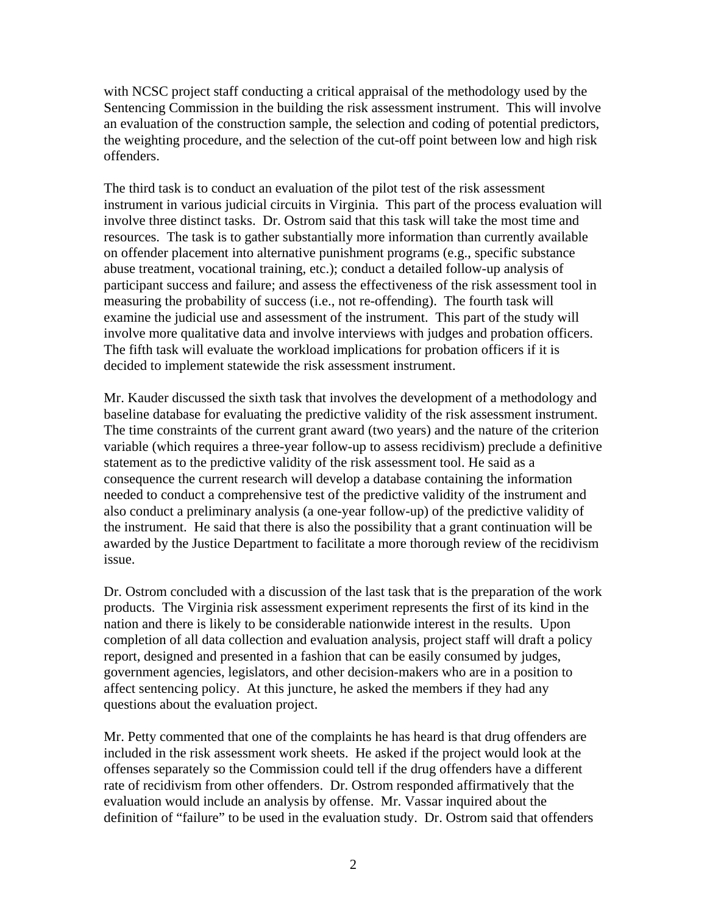with NCSC project staff conducting a critical appraisal of the methodology used by the Sentencing Commission in the building the risk assessment instrument. This will involve an evaluation of the construction sample, the selection and coding of potential predictors, the weighting procedure, and the selection of the cut-off point between low and high risk offenders.

The third task is to conduct an evaluation of the pilot test of the risk assessment instrument in various judicial circuits in Virginia. This part of the process evaluation will involve three distinct tasks. Dr. Ostrom said that this task will take the most time and resources. The task is to gather substantially more information than currently available on offender placement into alternative punishment programs (e.g., specific substance abuse treatment, vocational training, etc.); conduct a detailed follow-up analysis of participant success and failure; and assess the effectiveness of the risk assessment tool in measuring the probability of success (i.e., not re-offending). The fourth task will examine the judicial use and assessment of the instrument. This part of the study will involve more qualitative data and involve interviews with judges and probation officers. The fifth task will evaluate the workload implications for probation officers if it is decided to implement statewide the risk assessment instrument.

Mr. Kauder discussed the sixth task that involves the development of a methodology and baseline database for evaluating the predictive validity of the risk assessment instrument. The time constraints of the current grant award (two years) and the nature of the criterion variable (which requires a three-year follow-up to assess recidivism) preclude a definitive statement as to the predictive validity of the risk assessment tool. He said as a consequence the current research will develop a database containing the information needed to conduct a comprehensive test of the predictive validity of the instrument and also conduct a preliminary analysis (a one-year follow-up) of the predictive validity of the instrument. He said that there is also the possibility that a grant continuation will be awarded by the Justice Department to facilitate a more thorough review of the recidivism issue.

Dr. Ostrom concluded with a discussion of the last task that is the preparation of the work products. The Virginia risk assessment experiment represents the first of its kind in the nation and there is likely to be considerable nationwide interest in the results. Upon completion of all data collection and evaluation analysis, project staff will draft a policy report, designed and presented in a fashion that can be easily consumed by judges, government agencies, legislators, and other decision-makers who are in a position to affect sentencing policy. At this juncture, he asked the members if they had any questions about the evaluation project.

Mr. Petty commented that one of the complaints he has heard is that drug offenders are included in the risk assessment work sheets. He asked if the project would look at the offenses separately so the Commission could tell if the drug offenders have a different rate of recidivism from other offenders. Dr. Ostrom responded affirmatively that the evaluation would include an analysis by offense. Mr. Vassar inquired about the definition of "failure" to be used in the evaluation study. Dr. Ostrom said that offenders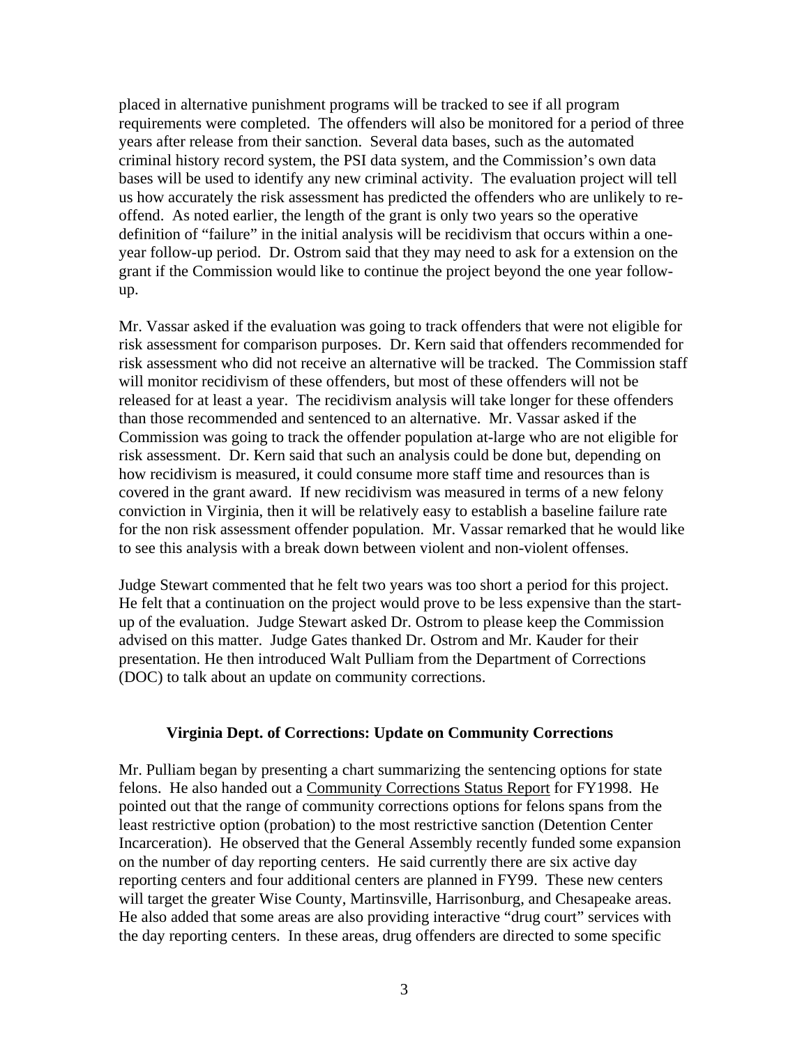placed in alternative punishment programs will be tracked to see if all program requirements were completed. The offenders will also be monitored for a period of three years after release from their sanction. Several data bases, such as the automated criminal history record system, the PSI data system, and the Commission's own data bases will be used to identify any new criminal activity. The evaluation project will tell us how accurately the risk assessment has predicted the offenders who are unlikely to re-offend. As noted earlier, the length of the grant is only two years so the operative definition of "failure" in the initial analysis will be recidivism that occurs within a one-year follow-up period. Dr. Ostrom said that they may need to ask for a extension on the grant if the Commission would like to continue the project beyond the one year follow-up.

Mr. Vassar asked if the evaluation was going to track offenders that were not eligible for risk assessment for comparison purposes. Dr. Kern said that offenders recommended for risk assessment who did not receive an alternative will be tracked. The Commission staff will monitor recidivism of these offenders, but most of these offenders will not be released for at least a year. The recidivism analysis will take longer for these offenders than those recommended and sentenced to an alternative. Mr. Vassar asked if the Commission was going to track the offender population at-large who are not eligible for risk assessment. Dr. Kern said that such an analysis could be done but, depending on how recidivism is measured, it could consume more staff time and resources than is covered in the grant award. If new recidivism was measured in terms of a new felony conviction in Virginia, then it will be relatively easy to establish a baseline failure rate for the non risk assessment offender population. Mr. Vassar remarked that he would like to see this analysis with a break down between violent and non-violent offenses.

Judge Stewart commented that he felt two years was too short a period for this project. He felt that a continuation on the project would prove to be less expensive than the start-up of the evaluation. Judge Stewart asked Dr. Ostrom to please keep the Commission advised on this matter. Judge Gates thanked Dr. Ostrom and Mr. Kauder for their presentation. He then introduced Walt Pulliam from the Department of Corrections (DOC) to talk about an update on community corrections.

## Virginia Dept. of Corrections: Update on Community Corrections

Mr. Pulliam began by presenting a chart summarizing the sentencing options for state felons. He also handed out a Community Corrections Status Report for FY1998. He pointed out that the range of community corrections options for felons spans from the least restrictive option (probation) to the most restrictive sanction (Detention Center Incarceration). He observed that the General Assembly recently funded some expansion on the number of day reporting centers. He said currently there are six active day reporting centers and four additional centers are planned in FY99. These new centers will target the greater Wise County, Martinsville, Harrisonburg, and Chesapeake areas. He also added that some areas are also providing interactive "drug court" services with the day reporting centers. In these areas, drug offenders are directed to some specific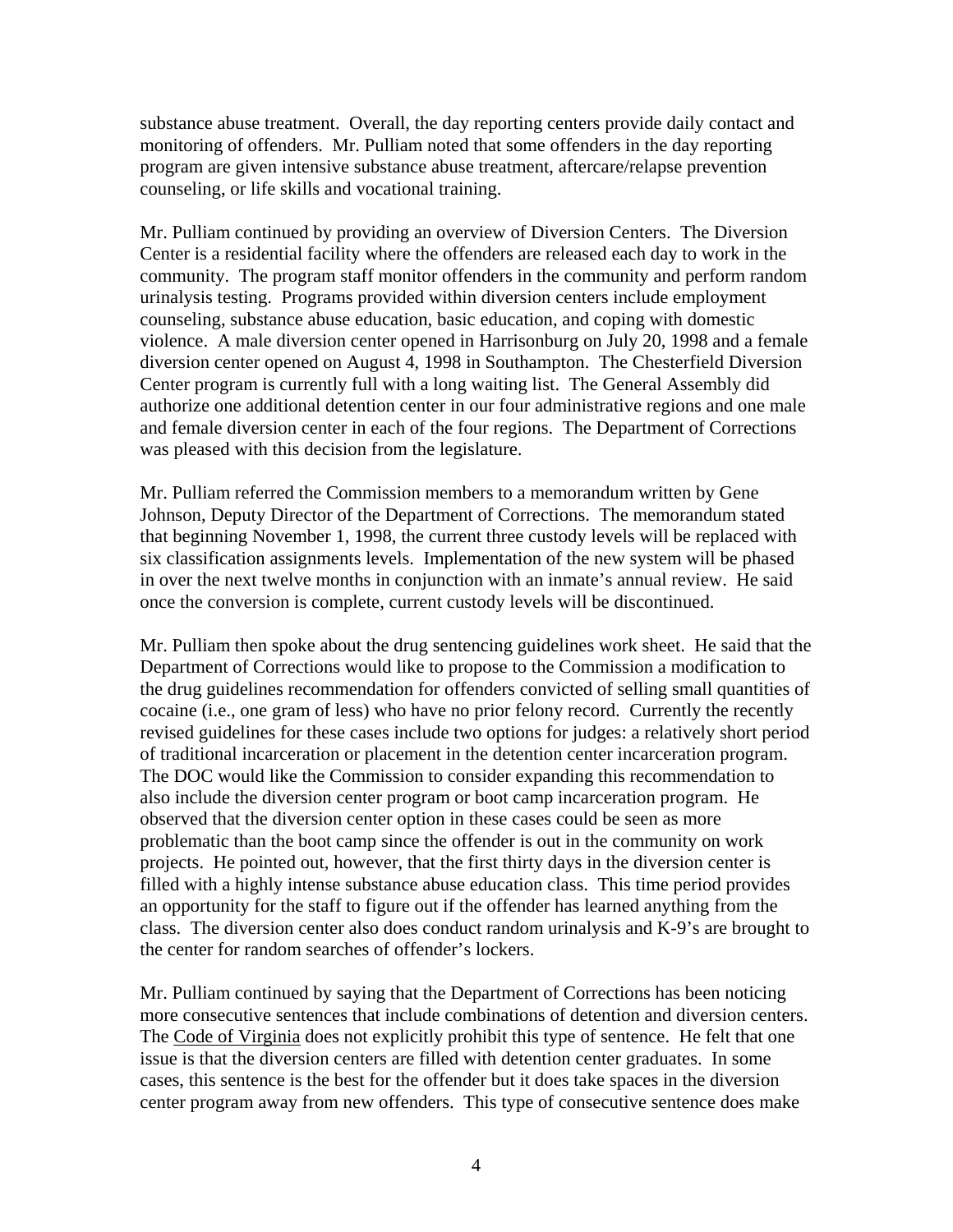substance abuse treatment. Overall, the day reporting centers provide daily contact and monitoring of offenders. Mr. Pulliam noted that some offenders in the day reporting program are given intensive substance abuse treatment, aftercare/relapse prevention counseling, or life skills and vocational training.

Mr. Pulliam continued by providing an overview of Diversion Centers. The Diversion Center is a residential facility where the offenders are released each day to work in the community. The program staff monitor offenders in the community and perform random urinalysis testing. Programs provided within diversion centers include employment counseling, substance abuse education, basic education, and coping with domestic violence. A male diversion center opened in Harrisonburg on July 20, 1998 and a female diversion center opened on August 4, 1998 in Southampton. The Chesterfield Diversion Center program is currently full with a long waiting list. The General Assembly did authorize one additional detention center in our four administrative regions and one male and female diversion center in each of the four regions. The Department of Corrections was pleased with this decision from the legislature.

Mr. Pulliam referred the Commission members to a memorandum written by Gene Johnson, Deputy Director of the Department of Corrections. The memorandum stated that beginning November 1, 1998, the current three custody levels will be replaced with six classification assignments levels. Implementation of the new system will be phased in over the next twelve months in conjunction with an inmate's annual review. He said once the conversion is complete, current custody levels will be discontinued.

Mr. Pulliam then spoke about the drug sentencing guidelines work sheet. He said that the Department of Corrections would like to propose to the Commission a modification to the drug guidelines recommendation for offenders convicted of selling small quantities of cocaine (i.e., one gram of less) who have no prior felony record. Currently the recently revised guidelines for these cases include two options for judges: a relatively short period of traditional incarceration or placement in the detention center incarceration program. The DOC would like the Commission to consider expanding this recommendation to also include the diversion center program or boot camp incarceration program. He observed that the diversion center option in these cases could be seen as more problematic than the boot camp since the offender is out in the community on work projects. He pointed out, however, that the first thirty days in the diversion center is filled with a highly intense substance abuse education class. This time period provides an opportunity for the staff to figure out if the offender has learned anything from the class. The diversion center also does conduct random urinalysis and K-9's are brought to the center for random searches of offender's lockers.

Mr. Pulliam continued by saying that the Department of Corrections has been noticing more consecutive sentences that include combinations of detention and diversion centers. The Code of Virginia does not explicitly prohibit this type of sentence. He felt that one issue is that the diversion centers are filled with detention center graduates. In some cases, this sentence is the best for the offender but it does take spaces in the diversion center program away from new offenders. This type of consecutive sentence does make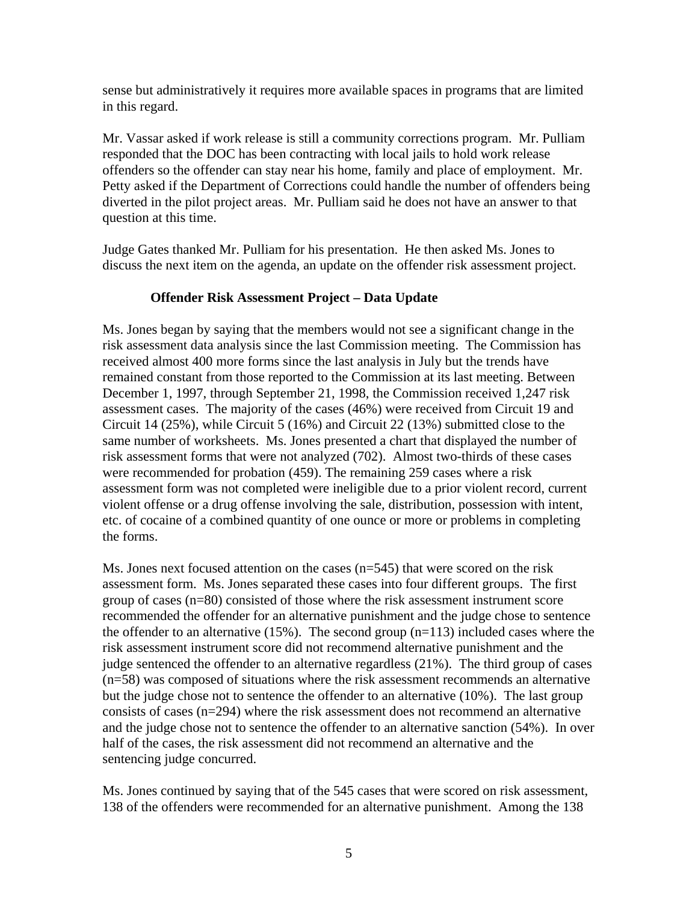sense but administratively it requires more available spaces in programs that are limited in this regard.

Mr. Vassar asked if work release is still a community corrections program. Mr. Pulliam responded that the DOC has been contracting with local jails to hold work release offenders so the offender can stay near his home, family and place of employment. Mr. Petty asked if the Department of Corrections could handle the number of offenders being diverted in the pilot project areas. Mr. Pulliam said he does not have an answer to that question at this time.

Judge Gates thanked Mr. Pulliam for his presentation. He then asked Ms. Jones to discuss the next item on the agenda, an update on the offender risk assessment project.

**Offender Risk Assessment Project – Data Update**

Ms. Jones began by saying that the members would not see a significant change in the risk assessment data analysis since the last Commission meeting. The Commission has received almost 400 more forms since the last analysis in July but the trends have remained constant from those reported to the Commission at its last meeting. Between December 1, 1997, through September 21, 1998, the Commission received 1,247 risk assessment cases. The majority of the cases (46%) were received from Circuit 19 and Circuit 14 (25%), while Circuit 5 (16%) and Circuit 22 (13%) submitted close to the same number of worksheets. Ms. Jones presented a chart that displayed the number of risk assessment forms that were not analyzed (702). Almost two-thirds of these cases were recommended for probation (459). The remaining 259 cases where a risk assessment form was not completed were ineligible due to a prior violent record, current violent offense or a drug offense involving the sale, distribution, possession with intent, etc. of cocaine of a combined quantity of one ounce or more or problems in completing the forms.

Ms. Jones next focused attention on the cases (n=545) that were scored on the risk assessment form. Ms. Jones separated these cases into four different groups. The first group of cases (n=80) consisted of those where the risk assessment instrument score recommended the offender for an alternative punishment and the judge chose to sentence the offender to an alternative (15%). The second group (n=113) included cases where the risk assessment instrument score did not recommend alternative punishment and the judge sentenced the offender to an alternative regardless (21%). The third group of cases (n=58) was composed of situations where the risk assessment recommends an alternative but the judge chose not to sentence the offender to an alternative (10%). The last group consists of cases (n=294) where the risk assessment does not recommend an alternative and the judge chose not to sentence the offender to an alternative sanction (54%). In over half of the cases, the risk assessment did not recommend an alternative and the sentencing judge concurred.

Ms. Jones continued by saying that of the 545 cases that were scored on risk assessment, 138 of the offenders were recommended for an alternative punishment. Among the 138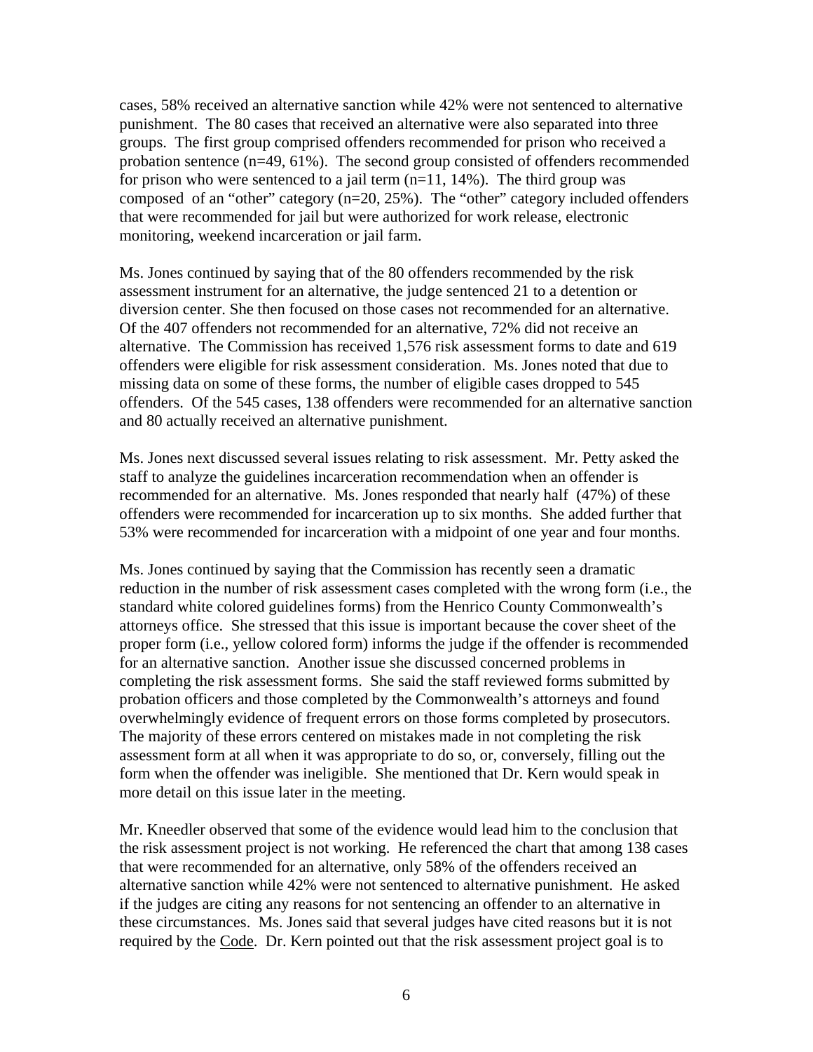cases, 58% received an alternative sanction while 42% were not sentenced to alternative punishment. The 80 cases that received an alternative were also separated into three groups. The first group comprised offenders recommended for prison who received a probation sentence (n=49, 61%). The second group consisted of offenders recommended for prison who were sentenced to a jail term (n=11, 14%). The third group was composed of an "other" category (n=20, 25%). The "other" category included offenders that were recommended for jail but were authorized for work release, electronic monitoring, weekend incarceration or jail farm.

Ms. Jones continued by saying that of the 80 offenders recommended by the risk assessment instrument for an alternative, the judge sentenced 21 to a detention or diversion center. She then focused on those cases not recommended for an alternative. Of the 407 offenders not recommended for an alternative, 72% did not receive an alternative. The Commission has received 1,576 risk assessment forms to date and 619 offenders were eligible for risk assessment consideration. Ms. Jones noted that due to missing data on some of these forms, the number of eligible cases dropped to 545 offenders. Of the 545 cases, 138 offenders were recommended for an alternative sanction and 80 actually received an alternative punishment.

Ms. Jones next discussed several issues relating to risk assessment. Mr. Petty asked the staff to analyze the guidelines incarceration recommendation when an offender is recommended for an alternative. Ms. Jones responded that nearly half (47%) of these offenders were recommended for incarceration up to six months. She added further that 53% were recommended for incarceration with a midpoint of one year and four months.

Ms. Jones continued by saying that the Commission has recently seen a dramatic reduction in the number of risk assessment cases completed with the wrong form (i.e., the standard white colored guidelines forms) from the Henrico County Commonwealth's attorneys office. She stressed that this issue is important because the cover sheet of the proper form (i.e., yellow colored form) informs the judge if the offender is recommended for an alternative sanction. Another issue she discussed concerned problems in completing the risk assessment forms. She said the staff reviewed forms submitted by probation officers and those completed by the Commonwealth's attorneys and found overwhelmingly evidence of frequent errors on those forms completed by prosecutors. The majority of these errors centered on mistakes made in not completing the risk assessment form at all when it was appropriate to do so, or, conversely, filling out the form when the offender was ineligible. She mentioned that Dr. Kern would speak in more detail on this issue later in the meeting.

Mr. Kneedler observed that some of the evidence would lead him to the conclusion that the risk assessment project is not working. He referenced the chart that among 138 cases that were recommended for an alternative, only 58% of the offenders received an alternative sanction while 42% were not sentenced to alternative punishment. He asked if the judges are citing any reasons for not sentencing an offender to an alternative in these circumstances. Ms. Jones said that several judges have cited reasons but it is not required by the Code. Dr. Kern pointed out that the risk assessment project goal is to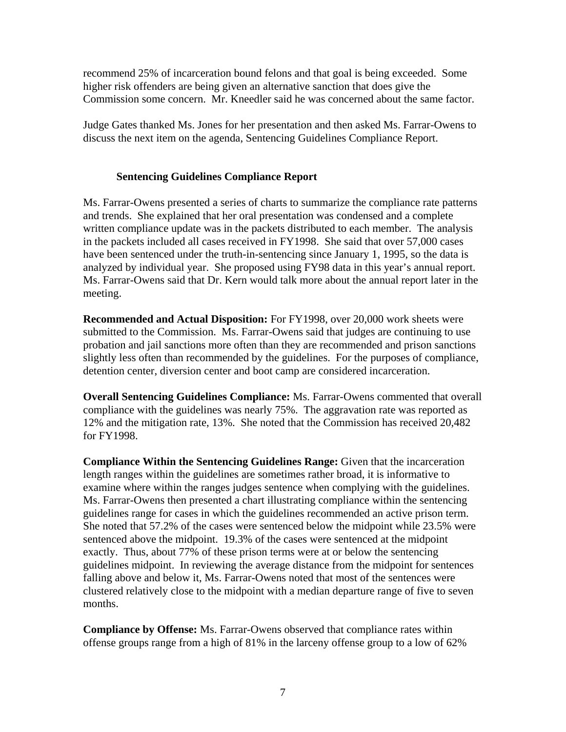recommend 25% of incarceration bound felons and that goal is being exceeded. Some higher risk offenders are being given an alternative sanction that does give the Commission some concern. Mr. Kneedler said he was concerned about the same factor.

Judge Gates thanked Ms. Jones for her presentation and then asked Ms. Farrar-Owens to discuss the next item on the agenda, Sentencing Guidelines Compliance Report.

### Sentencing Guidelines Compliance Report

Ms. Farrar-Owens presented a series of charts to summarize the compliance rate patterns and trends. She explained that her oral presentation was condensed and a complete written compliance update was in the packets distributed to each member. The analysis in the packets included all cases received in FY1998. She said that over 57,000 cases have been sentenced under the truth-in-sentencing since January 1, 1995, so the data is analyzed by individual year. She proposed using FY98 data in this year's annual report. Ms. Farrar-Owens said that Dr. Kern would talk more about the annual report later in the meeting.

**Recommended and Actual Disposition:** For FY1998, over 20,000 work sheets were submitted to the Commission. Ms. Farrar-Owens said that judges are continuing to use probation and jail sanctions more often than they are recommended and prison sanctions slightly less often than recommended by the guidelines. For the purposes of compliance, detention center, diversion center and boot camp are considered incarceration.

**Overall Sentencing Guidelines Compliance:** Ms. Farrar-Owens commented that overall compliance with the guidelines was nearly 75%. The aggravation rate was reported as 12% and the mitigation rate, 13%. She noted that the Commission has received 20,482 for FY1998.

**Compliance Within the Sentencing Guidelines Range:** Given that the incarceration length ranges within the guidelines are sometimes rather broad, it is informative to examine where within the ranges judges sentence when complying with the guidelines. Ms. Farrar-Owens then presented a chart illustrating compliance within the sentencing guidelines range for cases in which the guidelines recommended an active prison term. She noted that 57.2% of the cases were sentenced below the midpoint while 23.5% were sentenced above the midpoint. 19.3% of the cases were sentenced at the midpoint exactly. Thus, about 77% of these prison terms were at or below the sentencing guidelines midpoint. In reviewing the average distance from the midpoint for sentences falling above and below it, Ms. Farrar-Owens noted that most of the sentences were clustered relatively close to the midpoint with a median departure range of five to seven months.

**Compliance by Offense:** Ms. Farrar-Owens observed that compliance rates within offense groups range from a high of 81% in the larceny offense group to a low of 62%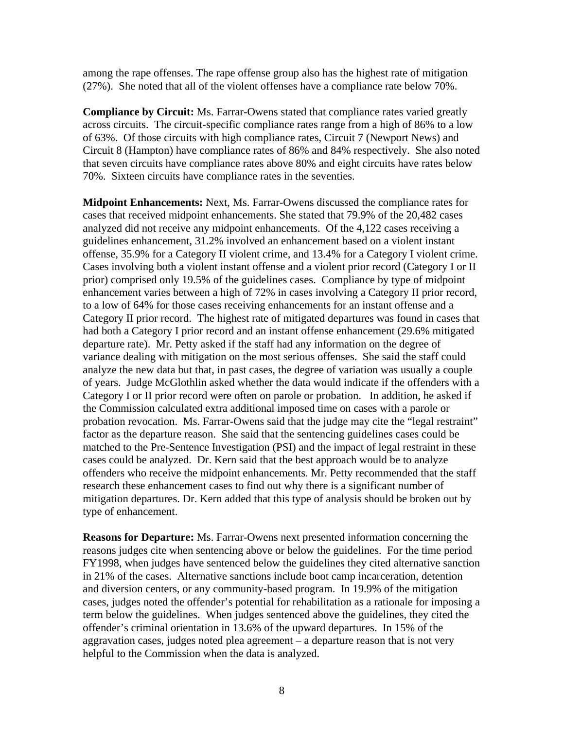among the rape offenses. The rape offense group also has the highest rate of mitigation (27%). She noted that all of the violent offenses have a compliance rate below 70%.

**Compliance by Circuit:** Ms. Farrar-Owens stated that compliance rates varied greatly across circuits. The circuit-specific compliance rates range from a high of 86% to a low of 63%. Of those circuits with high compliance rates, Circuit 7 (Newport News) and Circuit 8 (Hampton) have compliance rates of 86% and 84% respectively. She also noted that seven circuits have compliance rates above 80% and eight circuits have rates below 70%. Sixteen circuits have compliance rates in the seventies.

**Midpoint Enhancements:** Next, Ms. Farrar-Owens discussed the compliance rates for cases that received midpoint enhancements. She stated that 79.9% of the 20,482 cases analyzed did not receive any midpoint enhancements. Of the 4,122 cases receiving a guidelines enhancement, 31.2% involved an enhancement based on a violent instant offense, 35.9% for a Category II violent crime, and 13.4% for a Category I violent crime. Cases involving both a violent instant offense and a violent prior record (Category I or II prior) comprised only 19.5% of the guidelines cases. Compliance by type of midpoint enhancement varies between a high of 72% in cases involving a Category II prior record, to a low of 64% for those cases receiving enhancements for an instant offense and a Category II prior record. The highest rate of mitigated departures was found in cases that had both a Category I prior record and an instant offense enhancement (29.6% mitigated departure rate). Mr. Petty asked if the staff had any information on the degree of variance dealing with mitigation on the most serious offenses. She said the staff could analyze the new data but that, in past cases, the degree of variation was usually a couple of years. Judge McGlothlin asked whether the data would indicate if the offenders with a Category I or II prior record were often on parole or probation. In addition, he asked if the Commission calculated extra additional imposed time on cases with a parole or probation revocation. Ms. Farrar-Owens said that the judge may cite the "legal restraint" factor as the departure reason. She said that the sentencing guidelines cases could be matched to the Pre-Sentence Investigation (PSI) and the impact of legal restraint in these cases could be analyzed. Dr. Kern said that the best approach would be to analyze offenders who receive the midpoint enhancements. Mr. Petty recommended that the staff research these enhancement cases to find out why there is a significant number of mitigation departures. Dr. Kern added that this type of analysis should be broken out by type of enhancement.

**Reasons for Departure:** Ms. Farrar-Owens next presented information concerning the reasons judges cite when sentencing above or below the guidelines. For the time period FY1998, when judges have sentenced below the guidelines they cited alternative sanction in 21% of the cases. Alternative sanctions include boot camp incarceration, detention and diversion centers, or any community-based program. In 19.9% of the mitigation cases, judges noted the offender's potential for rehabilitation as a rationale for imposing a term below the guidelines. When judges sentenced above the guidelines, they cited the offender's criminal orientation in 13.6% of the upward departures. In 15% of the aggravation cases, judges noted plea agreement – a departure reason that is not very helpful to the Commission when the data is analyzed.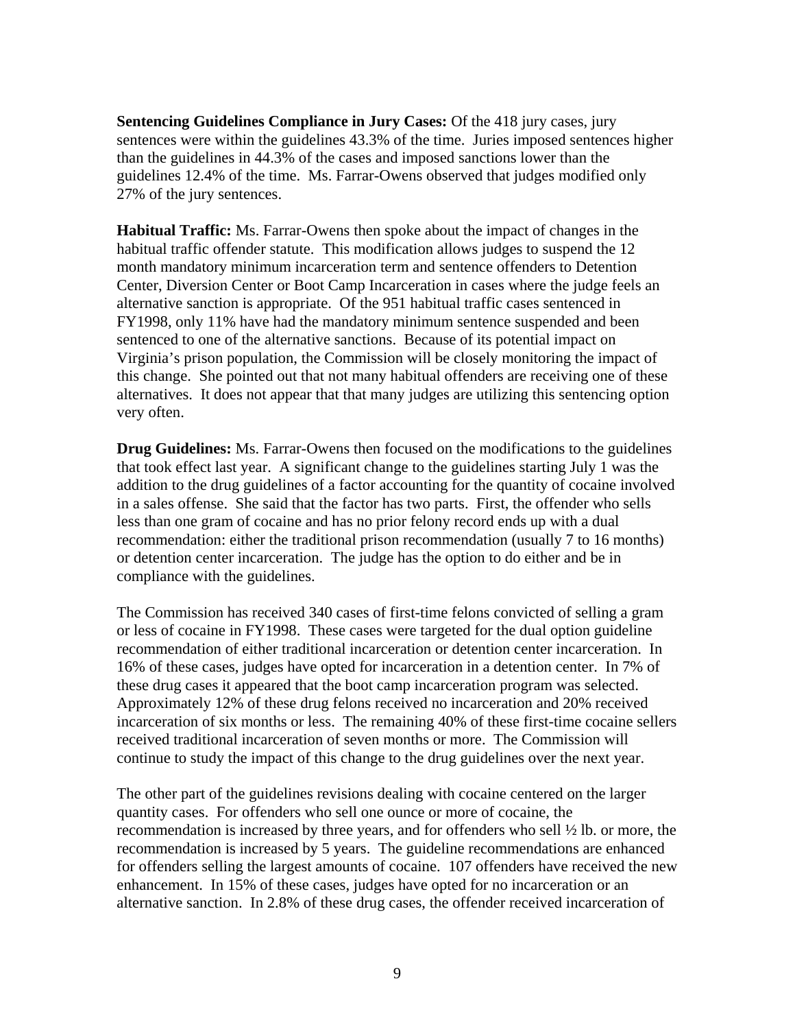**Sentencing Guidelines Compliance in Jury Cases:** Of the 418 jury cases, jury sentences were within the guidelines 43.3% of the time. Juries imposed sentences higher than the guidelines in 44.3% of the cases and imposed sanctions lower than the guidelines 12.4% of the time. Ms. Farrar-Owens observed that judges modified only 27% of the jury sentences.

**Habitual Traffic:** Ms. Farrar-Owens then spoke about the impact of changes in the habitual traffic offender statute. This modification allows judges to suspend the 12 month mandatory minimum incarceration term and sentence offenders to Detention Center, Diversion Center or Boot Camp Incarceration in cases where the judge feels an alternative sanction is appropriate. Of the 951 habitual traffic cases sentenced in FY1998, only 11% have had the mandatory minimum sentence suspended and been sentenced to one of the alternative sanctions. Because of its potential impact on Virginia's prison population, the Commission will be closely monitoring the impact of this change. She pointed out that not many habitual offenders are receiving one of these alternatives. It does not appear that that many judges are utilizing this sentencing option very often.

**Drug Guidelines:** Ms. Farrar-Owens then focused on the modifications to the guidelines that took effect last year. A significant change to the guidelines starting July 1 was the addition to the drug guidelines of a factor accounting for the quantity of cocaine involved in a sales offense. She said that the factor has two parts. First, the offender who sells less than one gram of cocaine and has no prior felony record ends up with a dual recommendation: either the traditional prison recommendation (usually 7 to 16 months) or detention center incarceration. The judge has the option to do either and be in compliance with the guidelines.

The Commission has received 340 cases of first-time felons convicted of selling a gram or less of cocaine in FY1998. These cases were targeted for the dual option guideline recommendation of either traditional incarceration or detention center incarceration. In 16% of these cases, judges have opted for incarceration in a detention center. In 7% of these drug cases it appeared that the boot camp incarceration program was selected. Approximately 12% of these drug felons received no incarceration and 20% received incarceration of six months or less. The remaining 40% of these first-time cocaine sellers received traditional incarceration of seven months or more. The Commission will continue to study the impact of this change to the drug guidelines over the next year.

The other part of the guidelines revisions dealing with cocaine centered on the larger quantity cases. For offenders who sell one ounce or more of cocaine, the recommendation is increased by three years, and for offenders who sell ½ lb. or more, the recommendation is increased by 5 years. The guideline recommendations are enhanced for offenders selling the largest amounts of cocaine. 107 offenders have received the new enhancement. In 15% of these cases, judges have opted for no incarceration or an alternative sanction. In 2.8% of these drug cases, the offender received incarceration of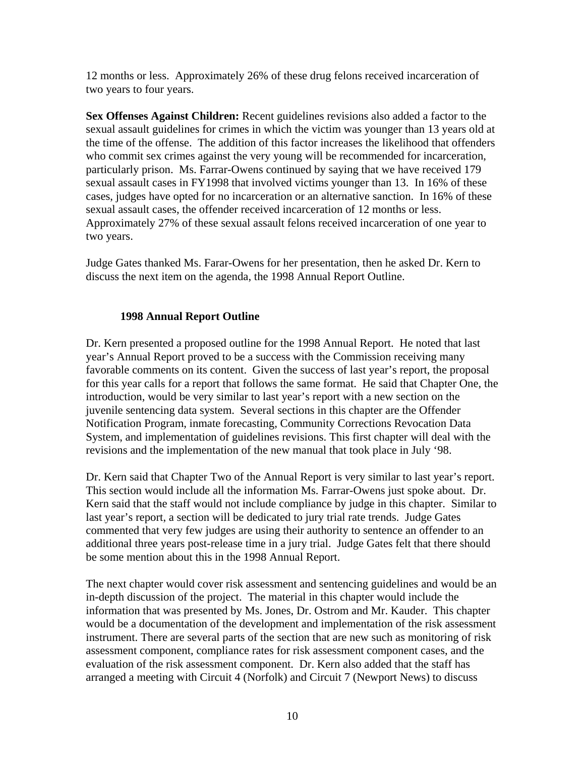12 months or less. Approximately 26% of these drug felons received incarceration of two years to four years.

**Sex Offenses Against Children:** Recent guidelines revisions also added a factor to the sexual assault guidelines for crimes in which the victim was younger than 13 years old at the time of the offense. The addition of this factor increases the likelihood that offenders who commit sex crimes against the very young will be recommended for incarceration, particularly prison. Ms. Farrar-Owens continued by saying that we have received 179 sexual assault cases in FY1998 that involved victims younger than 13. In 16% of these cases, judges have opted for no incarceration or an alternative sanction. In 16% of these sexual assault cases, the offender received incarceration of 12 months or less. Approximately 27% of these sexual assault felons received incarceration of one year to two years.

Judge Gates thanked Ms. Farar-Owens for her presentation, then he asked Dr. Kern to discuss the next item on the agenda, the 1998 Annual Report Outline.

### 1998 Annual Report Outline

Dr. Kern presented a proposed outline for the 1998 Annual Report. He noted that last year's Annual Report proved to be a success with the Commission receiving many favorable comments on its content. Given the success of last year's report, the proposal for this year calls for a report that follows the same format. He said that Chapter One, the introduction, would be very similar to last year's report with a new section on the juvenile sentencing data system. Several sections in this chapter are the Offender Notification Program, inmate forecasting, Community Corrections Revocation Data System, and implementation of guidelines revisions. This first chapter will deal with the revisions and the implementation of the new manual that took place in July '98.

Dr. Kern said that Chapter Two of the Annual Report is very similar to last year's report. This section would include all the information Ms. Farrar-Owens just spoke about. Dr. Kern said that the staff would not include compliance by judge in this chapter. Similar to last year's report, a section will be dedicated to jury trial rate trends. Judge Gates commented that very few judges are using their authority to sentence an offender to an additional three years post-release time in a jury trial. Judge Gates felt that there should be some mention about this in the 1998 Annual Report.

The next chapter would cover risk assessment and sentencing guidelines and would be an in-depth discussion of the project. The material in this chapter would include the information that was presented by Ms. Jones, Dr. Ostrom and Mr. Kauder. This chapter would be a documentation of the development and implementation of the risk assessment instrument. There are several parts of the section that are new such as monitoring of risk assessment component, compliance rates for risk assessment component cases, and the evaluation of the risk assessment component. Dr. Kern also added that the staff has arranged a meeting with Circuit 4 (Norfolk) and Circuit 7 (Newport News) to discuss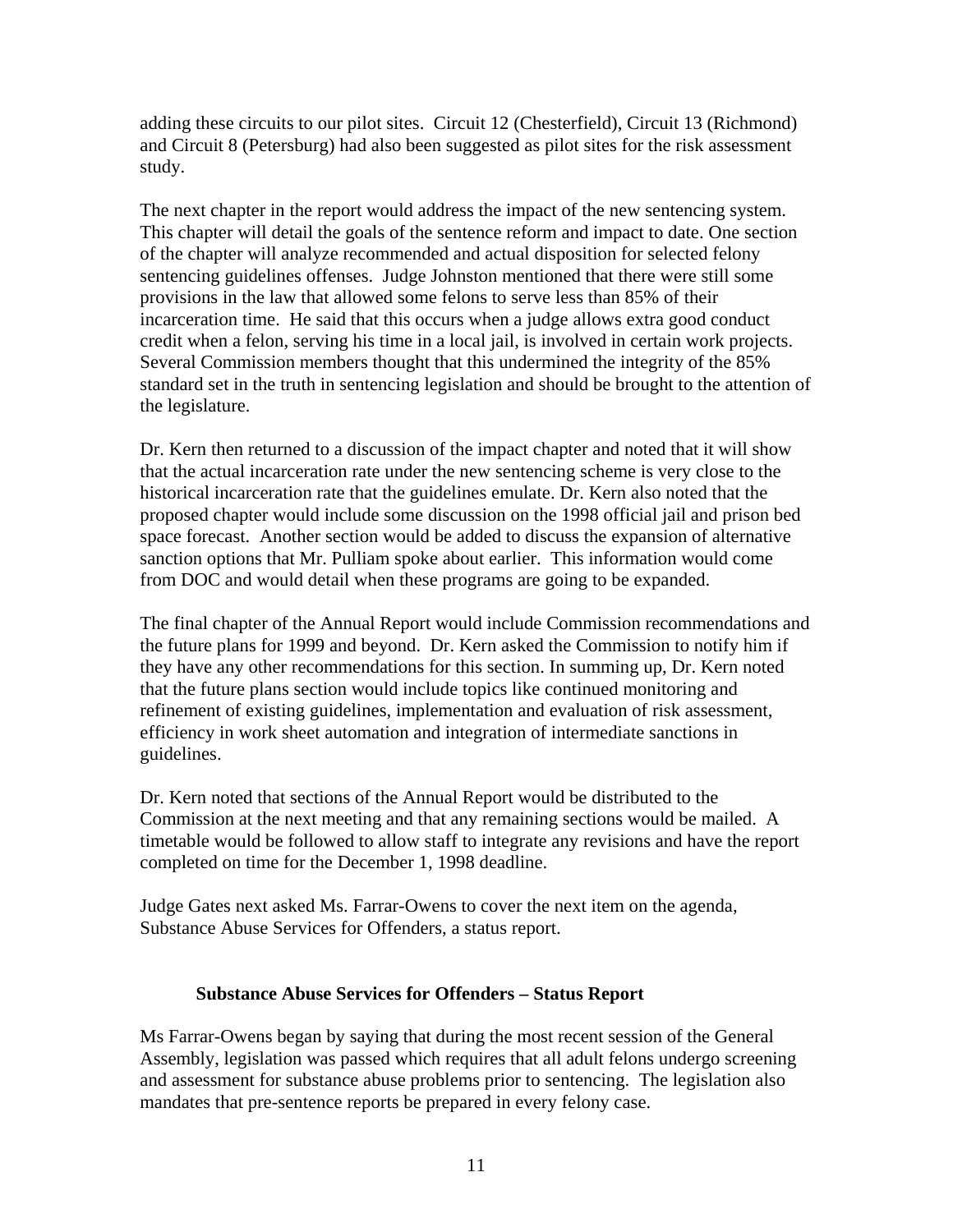adding these circuits to our pilot sites. Circuit 12 (Chesterfield), Circuit 13 (Richmond) and Circuit 8 (Petersburg) had also been suggested as pilot sites for the risk assessment study.

The next chapter in the report would address the impact of the new sentencing system. This chapter will detail the goals of the sentence reform and impact to date. One section of the chapter will analyze recommended and actual disposition for selected felony sentencing guidelines offenses. Judge Johnston mentioned that there were still some provisions in the law that allowed some felons to serve less than 85% of their incarceration time. He said that this occurs when a judge allows extra good conduct credit when a felon, serving his time in a local jail, is involved in certain work projects. Several Commission members thought that this undermined the integrity of the 85% standard set in the truth in sentencing legislation and should be brought to the attention of the legislature.

Dr. Kern then returned to a discussion of the impact chapter and noted that it will show that the actual incarceration rate under the new sentencing scheme is very close to the historical incarceration rate that the guidelines emulate. Dr. Kern also noted that the proposed chapter would include some discussion on the 1998 official jail and prison bed space forecast. Another section would be added to discuss the expansion of alternative sanction options that Mr. Pulliam spoke about earlier. This information would come from DOC and would detail when these programs are going to be expanded.

The final chapter of the Annual Report would include Commission recommendations and the future plans for 1999 and beyond. Dr. Kern asked the Commission to notify him if they have any other recommendations for this section. In summing up, Dr. Kern noted that the future plans section would include topics like continued monitoring and refinement of existing guidelines, implementation and evaluation of risk assessment, efficiency in work sheet automation and integration of intermediate sanctions in guidelines.

Dr. Kern noted that sections of the Annual Report would be distributed to the Commission at the next meeting and that any remaining sections would be mailed. A timetable would be followed to allow staff to integrate any revisions and have the report completed on time for the December 1, 1998 deadline.

Judge Gates next asked Ms. Farrar-Owens to cover the next item on the agenda, Substance Abuse Services for Offenders, a status report.

### Substance Abuse Services for Offenders – Status Report

Ms Farrar-Owens began by saying that during the most recent session of the General Assembly, legislation was passed which requires that all adult felons undergo screening and assessment for substance abuse problems prior to sentencing. The legislation also mandates that pre-sentence reports be prepared in every felony case.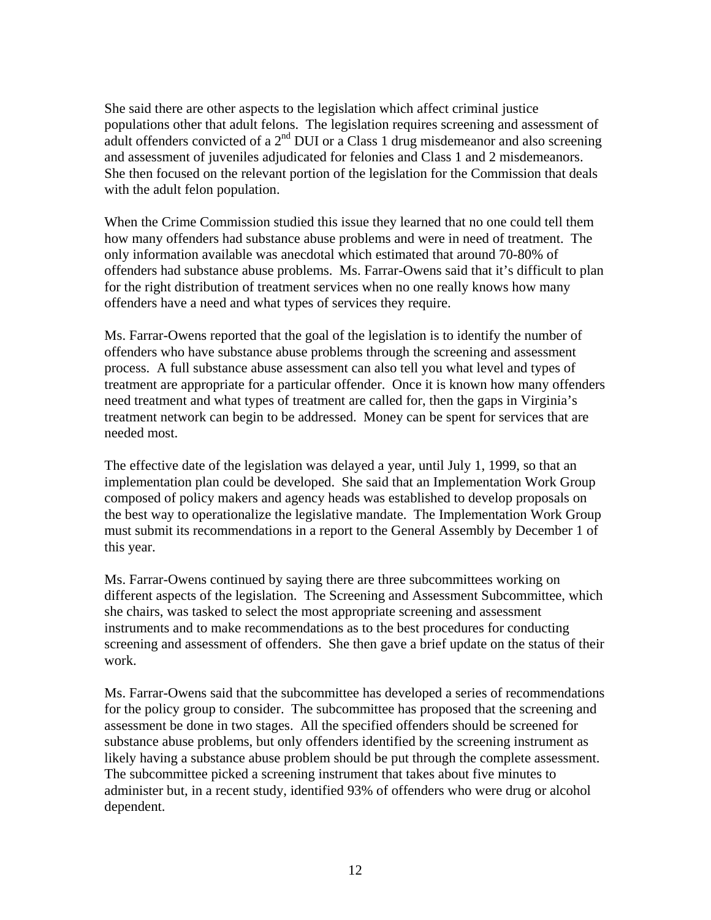She said there are other aspects to the legislation which affect criminal justice populations other that adult felons. The legislation requires screening and assessment of adult offenders convicted of a 2nd DUI or a Class 1 drug misdemeanor and also screening and assessment of juveniles adjudicated for felonies and Class 1 and 2 misdemeanors. She then focused on the relevant portion of the legislation for the Commission that deals with the adult felon population.

When the Crime Commission studied this issue they learned that no one could tell them how many offenders had substance abuse problems and were in need of treatment. The only information available was anecdotal which estimated that around 70-80% of offenders had substance abuse problems. Ms. Farrar-Owens said that it's difficult to plan for the right distribution of treatment services when no one really knows how many offenders have a need and what types of services they require.

Ms. Farrar-Owens reported that the goal of the legislation is to identify the number of offenders who have substance abuse problems through the screening and assessment process. A full substance abuse assessment can also tell you what level and types of treatment are appropriate for a particular offender. Once it is known how many offenders need treatment and what types of treatment are called for, then the gaps in Virginia's treatment network can begin to be addressed. Money can be spent for services that are needed most.

The effective date of the legislation was delayed a year, until July 1, 1999, so that an implementation plan could be developed. She said that an Implementation Work Group composed of policy makers and agency heads was established to develop proposals on the best way to operationalize the legislative mandate. The Implementation Work Group must submit its recommendations in a report to the General Assembly by December 1 of this year.

Ms. Farrar-Owens continued by saying there are three subcommittees working on different aspects of the legislation. The Screening and Assessment Subcommittee, which she chairs, was tasked to select the most appropriate screening and assessment instruments and to make recommendations as to the best procedures for conducting screening and assessment of offenders. She then gave a brief update on the status of their work.

Ms. Farrar-Owens said that the subcommittee has developed a series of recommendations for the policy group to consider. The subcommittee has proposed that the screening and assessment be done in two stages. All the specified offenders should be screened for substance abuse problems, but only offenders identified by the screening instrument as likely having a substance abuse problem should be put through the complete assessment. The subcommittee picked a screening instrument that takes about five minutes to administer but, in a recent study, identified 93% of offenders who were drug or alcohol dependent.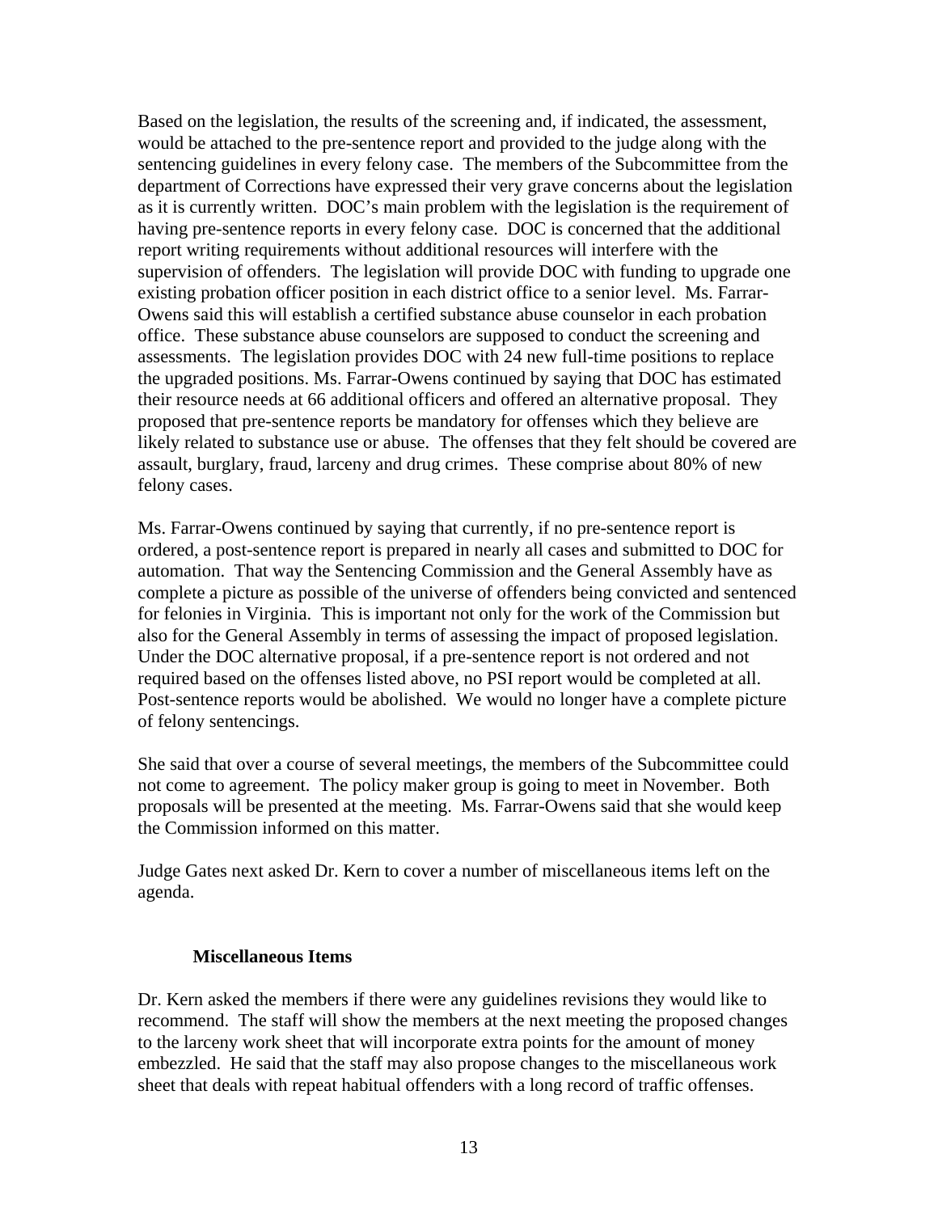Based on the legislation, the results of the screening and, if indicated, the assessment, would be attached to the pre-sentence report and provided to the judge along with the sentencing guidelines in every felony case. The members of the Subcommittee from the department of Corrections have expressed their very grave concerns about the legislation as it is currently written. DOC's main problem with the legislation is the requirement of having pre-sentence reports in every felony case. DOC is concerned that the additional report writing requirements without additional resources will interfere with the supervision of offenders. The legislation will provide DOC with funding to upgrade one existing probation officer position in each district office to a senior level. Ms. Farrar-Owens said this will establish a certified substance abuse counselor in each probation office. These substance abuse counselors are supposed to conduct the screening and assessments. The legislation provides DOC with 24 new full-time positions to replace the upgraded positions. Ms. Farrar-Owens continued by saying that DOC has estimated their resource needs at 66 additional officers and offered an alternative proposal. They proposed that pre-sentence reports be mandatory for offenses which they believe are likely related to substance use or abuse. The offenses that they felt should be covered are assault, burglary, fraud, larceny and drug crimes. These comprise about 80% of new felony cases.

Ms. Farrar-Owens continued by saying that currently, if no pre-sentence report is ordered, a post-sentence report is prepared in nearly all cases and submitted to DOC for automation. That way the Sentencing Commission and the General Assembly have as complete a picture as possible of the universe of offenders being convicted and sentenced for felonies in Virginia. This is important not only for the work of the Commission but also for the General Assembly in terms of assessing the impact of proposed legislation. Under the DOC alternative proposal, if a pre-sentence report is not ordered and not required based on the offenses listed above, no PSI report would be completed at all. Post-sentence reports would be abolished. We would no longer have a complete picture of felony sentencings.

She said that over a course of several meetings, the members of the Subcommittee could not come to agreement. The policy maker group is going to meet in November. Both proposals will be presented at the meeting. Ms. Farrar-Owens said that she would keep the Commission informed on this matter.

Judge Gates next asked Dr. Kern to cover a number of miscellaneous items left on the agenda.

### Miscellaneous Items

Dr. Kern asked the members if there were any guidelines revisions they would like to recommend. The staff will show the members at the next meeting the proposed changes to the larceny work sheet that will incorporate extra points for the amount of money embezzled. He said that the staff may also propose changes to the miscellaneous work sheet that deals with repeat habitual offenders with a long record of traffic offenses.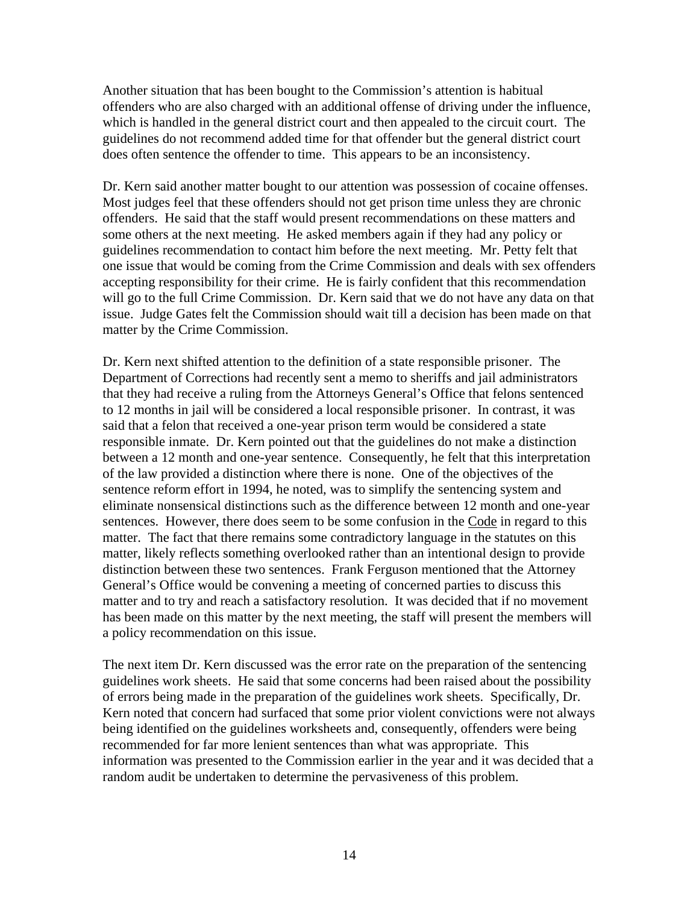Another situation that has been bought to the Commission's attention is habitual offenders who are also charged with an additional offense of driving under the influence, which is handled in the general district court and then appealed to the circuit court. The guidelines do not recommend added time for that offender but the general district court does often sentence the offender to time. This appears to be an inconsistency.

Dr. Kern said another matter bought to our attention was possession of cocaine offenses. Most judges feel that these offenders should not get prison time unless they are chronic offenders. He said that the staff would present recommendations on these matters and some others at the next meeting. He asked members again if they had any policy or guidelines recommendation to contact him before the next meeting. Mr. Petty felt that one issue that would be coming from the Crime Commission and deals with sex offenders accepting responsibility for their crime. He is fairly confident that this recommendation will go to the full Crime Commission. Dr. Kern said that we do not have any data on that issue. Judge Gates felt the Commission should wait till a decision has been made on that matter by the Crime Commission.

Dr. Kern next shifted attention to the definition of a state responsible prisoner. The Department of Corrections had recently sent a memo to sheriffs and jail administrators that they had receive a ruling from the Attorneys General's Office that felons sentenced to 12 months in jail will be considered a local responsible prisoner. In contrast, it was said that a felon that received a one-year prison term would be considered a state responsible inmate. Dr. Kern pointed out that the guidelines do not make a distinction between a 12 month and one-year sentence. Consequently, he felt that this interpretation of the law provided a distinction where there is none. One of the objectives of the sentence reform effort in 1994, he noted, was to simplify the sentencing system and eliminate nonsensical distinctions such as the difference between 12 month and one-year sentences. However, there does seem to be some confusion in the Code in regard to this matter. The fact that there remains some contradictory language in the statutes on this matter, likely reflects something overlooked rather than an intentional design to provide distinction between these two sentences. Frank Ferguson mentioned that the Attorney General's Office would be convening a meeting of concerned parties to discuss this matter and to try and reach a satisfactory resolution. It was decided that if no movement has been made on this matter by the next meeting, the staff will present the members will a policy recommendation on this issue.

The next item Dr. Kern discussed was the error rate on the preparation of the sentencing guidelines work sheets. He said that some concerns had been raised about the possibility of errors being made in the preparation of the guidelines work sheets. Specifically, Dr. Kern noted that concern had surfaced that some prior violent convictions were not always being identified on the guidelines worksheets and, consequently, offenders were being recommended for far more lenient sentences than what was appropriate. This information was presented to the Commission earlier in the year and it was decided that a random audit be undertaken to determine the pervasiveness of this problem.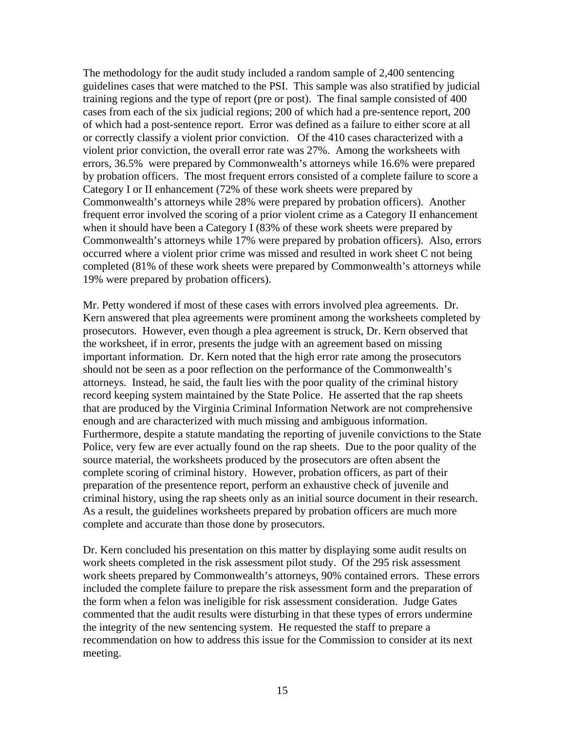The methodology for the audit study included a random sample of 2,400 sentencing guidelines cases that were matched to the PSI. This sample was also stratified by judicial training regions and the type of report (pre or post). The final sample consisted of 400 cases from each of the six judicial regions; 200 of which had a pre-sentence report, 200 of which had a post-sentence report. Error was defined as a failure to either score at all or correctly classify a violent prior conviction. Of the 410 cases characterized with a violent prior conviction, the overall error rate was 27%. Among the worksheets with errors, 36.5% were prepared by Commonwealth's attorneys while 16.6% were prepared by probation officers. The most frequent errors consisted of a complete failure to score a Category I or II enhancement (72% of these work sheets were prepared by Commonwealth's attorneys while 28% were prepared by probation officers). Another frequent error involved the scoring of a prior violent crime as a Category II enhancement when it should have been a Category I (83% of these work sheets were prepared by Commonwealth's attorneys while 17% were prepared by probation officers). Also, errors occurred where a violent prior crime was missed and resulted in work sheet C not being completed (81% of these work sheets were prepared by Commonwealth's attorneys while 19% were prepared by probation officers).

Mr. Petty wondered if most of these cases with errors involved plea agreements. Dr. Kern answered that plea agreements were prominent among the worksheets completed by prosecutors. However, even though a plea agreement is struck, Dr. Kern observed that the worksheet, if in error, presents the judge with an agreement based on missing important information. Dr. Kern noted that the high error rate among the prosecutors should not be seen as a poor reflection on the performance of the Commonwealth's attorneys. Instead, he said, the fault lies with the poor quality of the criminal history record keeping system maintained by the State Police. He asserted that the rap sheets that are produced by the Virginia Criminal Information Network are not comprehensive enough and are characterized with much missing and ambiguous information. Furthermore, despite a statute mandating the reporting of juvenile convictions to the State Police, very few are ever actually found on the rap sheets. Due to the poor quality of the source material, the worksheets produced by the prosecutors are often absent the complete scoring of criminal history. However, probation officers, as part of their preparation of the presentence report, perform an exhaustive check of juvenile and criminal history, using the rap sheets only as an initial source document in their research. As a result, the guidelines worksheets prepared by probation officers are much more complete and accurate than those done by prosecutors.

Dr. Kern concluded his presentation on this matter by displaying some audit results on work sheets completed in the risk assessment pilot study. Of the 295 risk assessment work sheets prepared by Commonwealth's attorneys, 90% contained errors. These errors included the complete failure to prepare the risk assessment form and the preparation of the form when a felon was ineligible for risk assessment consideration. Judge Gates commented that the audit results were disturbing in that these types of errors undermine the integrity of the new sentencing system. He requested the staff to prepare a recommendation on how to address this issue for the Commission to consider at its next meeting.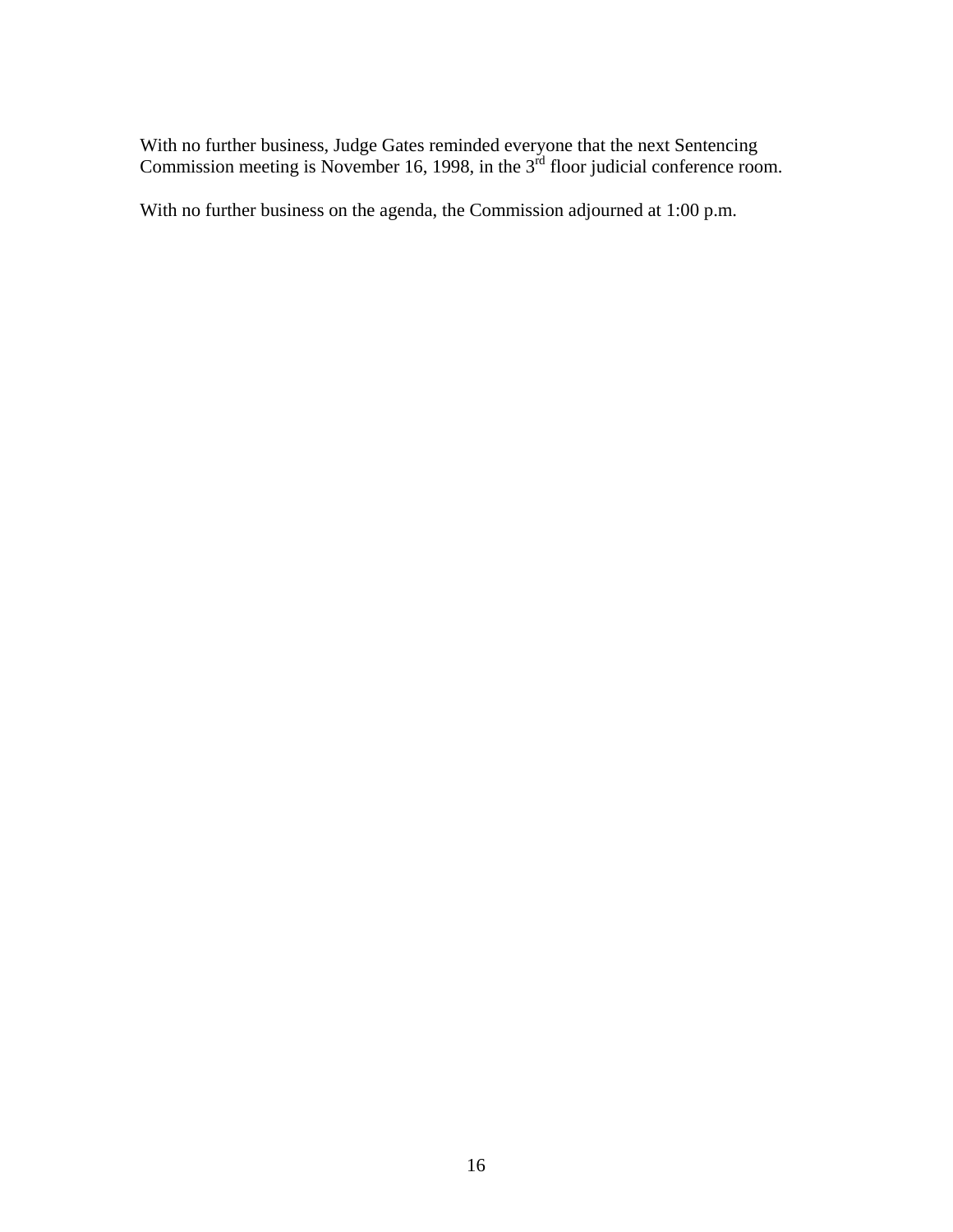With no further business, Judge Gates reminded everyone that the next Sentencing Commission meeting is November 16, 1998, in the 3rd floor judicial conference room.

With no further business on the agenda, the Commission adjourned at 1:00 p.m.